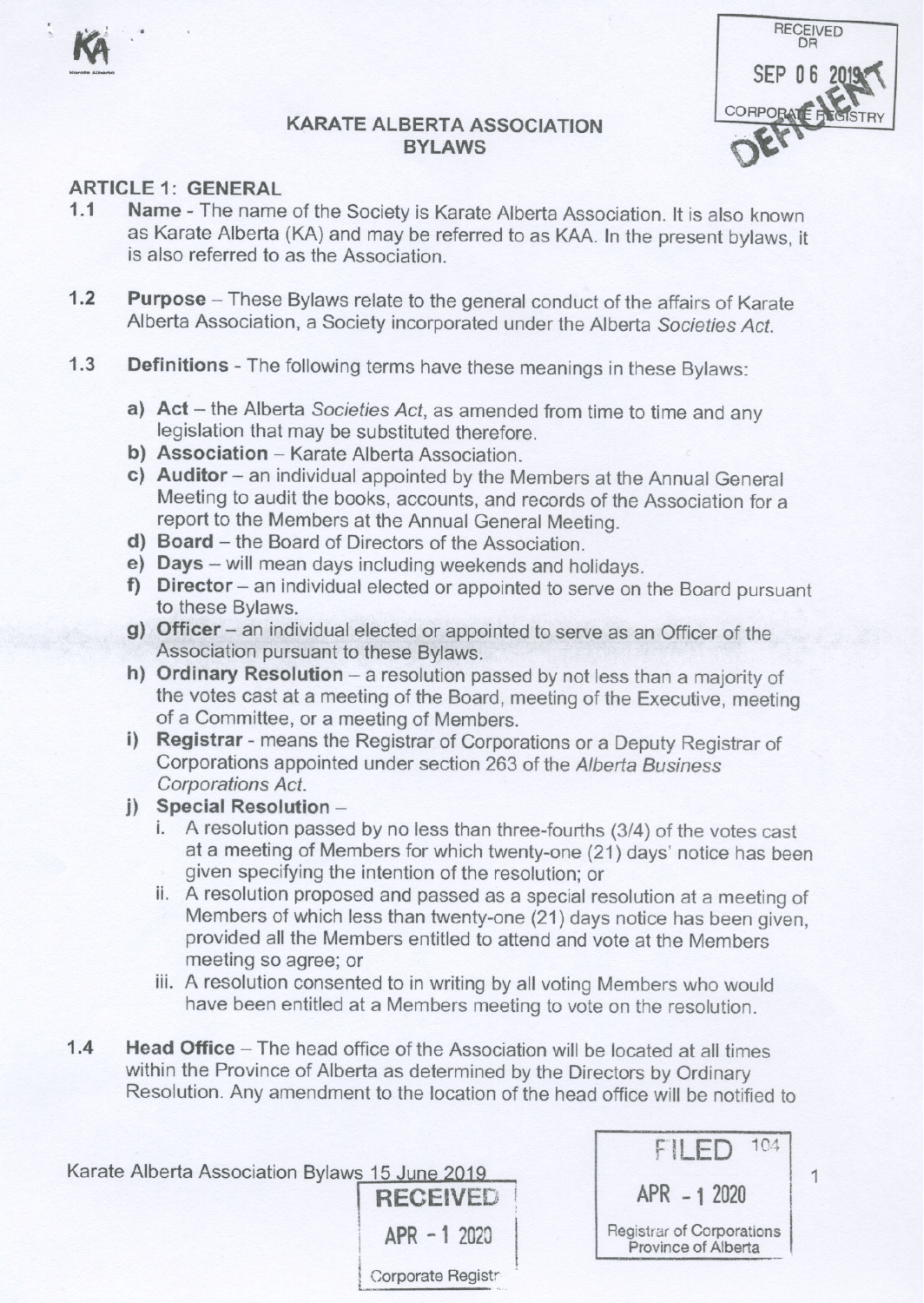# KARATE ALBERTA ASSOCIATION BYLAWS

## ARTICLE 1: GENERAL

**1.1 Name** - The name of the Society is Karate Alberta Association. It is also known as Karate Alberta (KA) and may be referred to as KAA. In the present bylaws, it is also referred to as the Association.

**1.2 Purpose** – These Bylaws relate to the general conduct of the affairs of Karate Alberta Association, a Society incorporated under the Alberta *Societies Act*.

**1.3 Definitions** - The following terms have these meanings in these Bylaws:

a) **Act** – the Alberta *Societies Act*, as amended from time to time and any legislation that may be substituted therefore.
b) **Association** – Karate Alberta Association.
c) **Auditor** – an individual appointed by the Members at the Annual General Meeting to audit the books, accounts, and records of the Association for a report to the Members at the Annual General Meeting.
d) **Board** – the Board of Directors of the Association.
e) **Days** – will mean days including weekends and holidays.
f) **Director** – an individual elected or appointed to serve on the Board pursuant to these Bylaws.
g) **Officer** – an individual elected or appointed to serve as an Officer of the Association pursuant to these Bylaws.
h) **Ordinary Resolution** – a resolution passed by not less than a majority of the votes cast at a meeting of the Board, meeting of the Executive, meeting of a Committee, or a meeting of Members.
i) **Registrar** - means the Registrar of Corporations or a Deputy Registrar of Corporations appointed under section 263 of the *Alberta Business Corporations Act*.
j) **Special Resolution** –
   i. A resolution passed by no less than three-fourths (3/4) of the votes cast at a meeting of Members for which twenty-one (21) days' notice has been given specifying the intention of the resolution; or
   ii. A resolution proposed and passed as a special resolution at a meeting of Members of which less than twenty-one (21) days notice has been given, provided all the Members entitled to attend and vote at the Members meeting so agree; or
   iii. A resolution consented to in writing by all voting Members who would have been entitled at a Members meeting to vote on the resolution.

**1.4 Head Office** – The head office of the Association will be located at all times within the Province of Alberta as determined by the Directors by Ordinary Resolution. Any amendment to the location of the head office will be notified to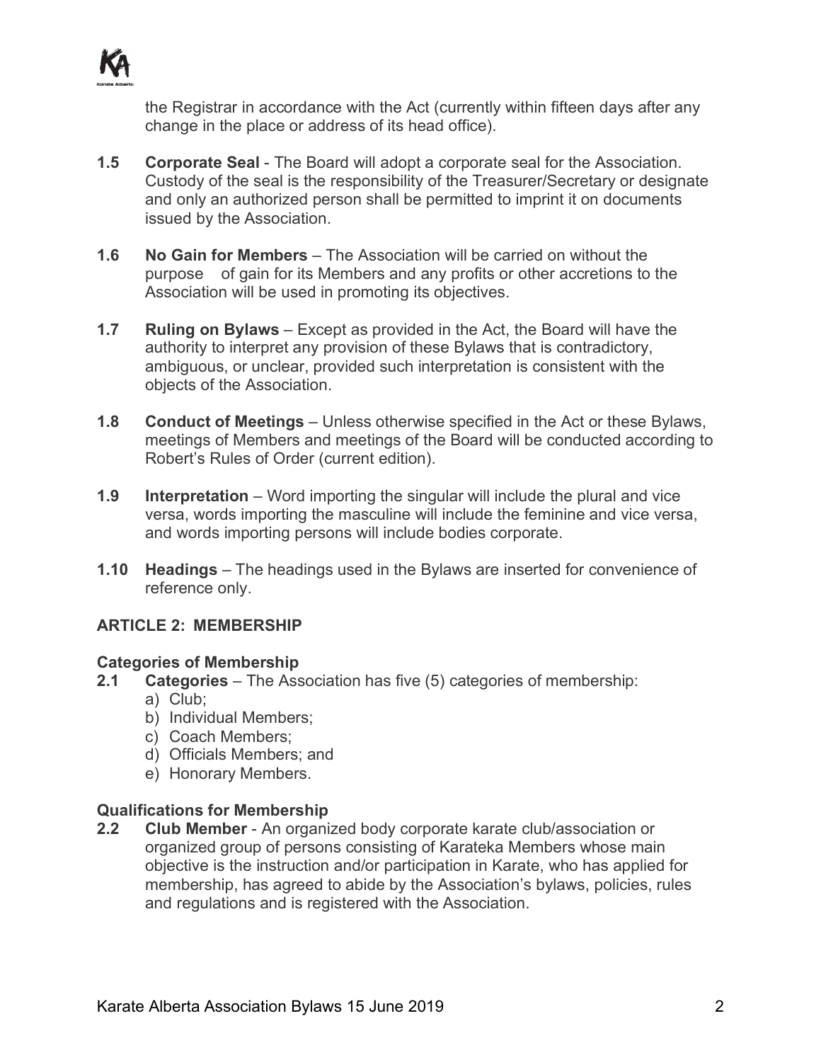the Registrar in accordance with the Act (currently within fifteen days after any change in the place or address of its head office).

**1.5 Corporate Seal** - The Board will adopt a corporate seal for the Association. Custody of the seal is the responsibility of the Treasurer/Secretary or designate and only an authorized person shall be permitted to imprint it on documents issued by the Association.

**1.6 No Gain for Members** – The Association will be carried on without the purpose of gain for its Members and any profits or other accretions to the Association will be used in promoting its objectives.

**1.7 Ruling on Bylaws** – Except as provided in the Act, the Board will have the authority to interpret any provision of these Bylaws that is contradictory, ambiguous, or unclear, provided such interpretation is consistent with the objects of the Association.

**1.8 Conduct of Meetings** – Unless otherwise specified in the Act or these Bylaws, meetings of Members and meetings of the Board will be conducted according to Robert's Rules of Order (current edition).

**1.9 Interpretation** – Word importing the singular will include the plural and vice versa, words importing the masculine will include the feminine and vice versa, and words importing persons will include bodies corporate.

**1.10 Headings** – The headings used in the Bylaws are inserted for convenience of reference only.

## ARTICLE 2: MEMBERSHIP

### Categories of Membership

**2.1 Categories** – The Association has five (5) categories of membership:

a) Club;
b) Individual Members;
c) Coach Members;
d) Officials Members; and
e) Honorary Members.

### Qualifications for Membership

**2.2 Club Member** - An organized body corporate karate club/association or organized group of persons consisting of Karateka Members whose main objective is the instruction and/or participation in Karate, who has applied for membership, has agreed to abide by the Association's bylaws, policies, rules and regulations and is registered with the Association.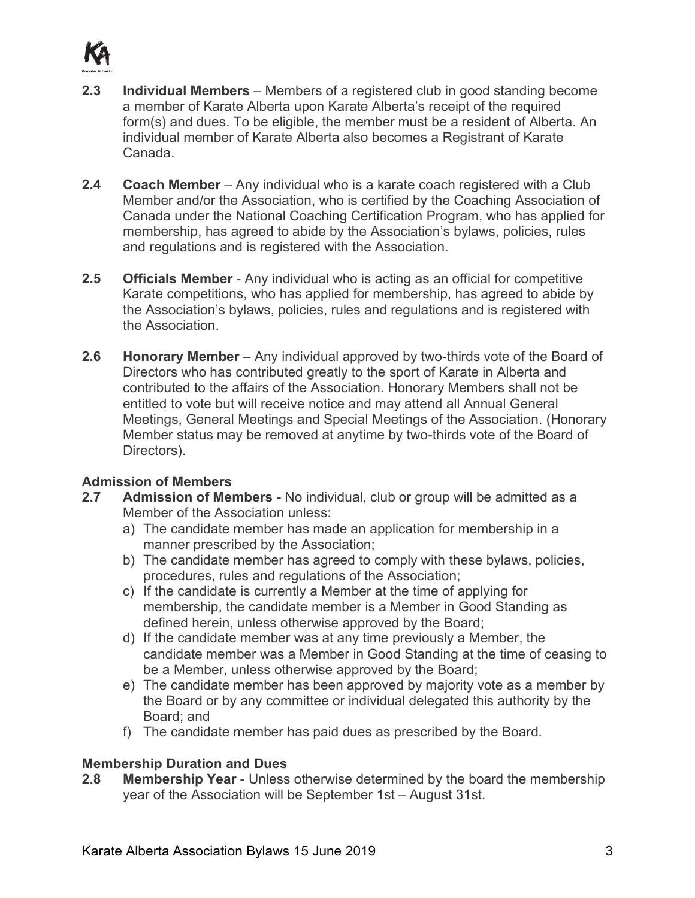**2.3 Individual Members** – Members of a registered club in good standing become a member of Karate Alberta upon Karate Alberta's receipt of the required form(s) and dues. To be eligible, the member must be a resident of Alberta. An individual member of Karate Alberta also becomes a Registrant of Karate Canada.

**2.4 Coach Member** – Any individual who is a karate coach registered with a Club Member and/or the Association, who is certified by the Coaching Association of Canada under the National Coaching Certification Program, who has applied for membership, has agreed to abide by the Association's bylaws, policies, rules and regulations and is registered with the Association.

**2.5 Officials Member** - Any individual who is acting as an official for competitive Karate competitions, who has applied for membership, has agreed to abide by the Association's bylaws, policies, rules and regulations and is registered with the Association.

**2.6 Honorary Member** – Any individual approved by two-thirds vote of the Board of Directors who has contributed greatly to the sport of Karate in Alberta and contributed to the affairs of the Association. Honorary Members shall not be entitled to vote but will receive notice and may attend all Annual General Meetings, General Meetings and Special Meetings of the Association. (Honorary Member status may be removed at anytime by two-thirds vote of the Board of Directors).

**Admission of Members**

**2.7 Admission of Members** - No individual, club or group will be admitted as a Member of the Association unless:

a) The candidate member has made an application for membership in a manner prescribed by the Association;
b) The candidate member has agreed to comply with these bylaws, policies, procedures, rules and regulations of the Association;
c) If the candidate is currently a Member at the time of applying for membership, the candidate member is a Member in Good Standing as defined herein, unless otherwise approved by the Board;
d) If the candidate member was at any time previously a Member, the candidate member was a Member in Good Standing at the time of ceasing to be a Member, unless otherwise approved by the Board;
e) The candidate member has been approved by majority vote as a member by the Board or by any committee or individual delegated this authority by the Board; and
f) The candidate member has paid dues as prescribed by the Board.

**Membership Duration and Dues**

**2.8 Membership Year** - Unless otherwise determined by the board the membership year of the Association will be September 1st – August 31st.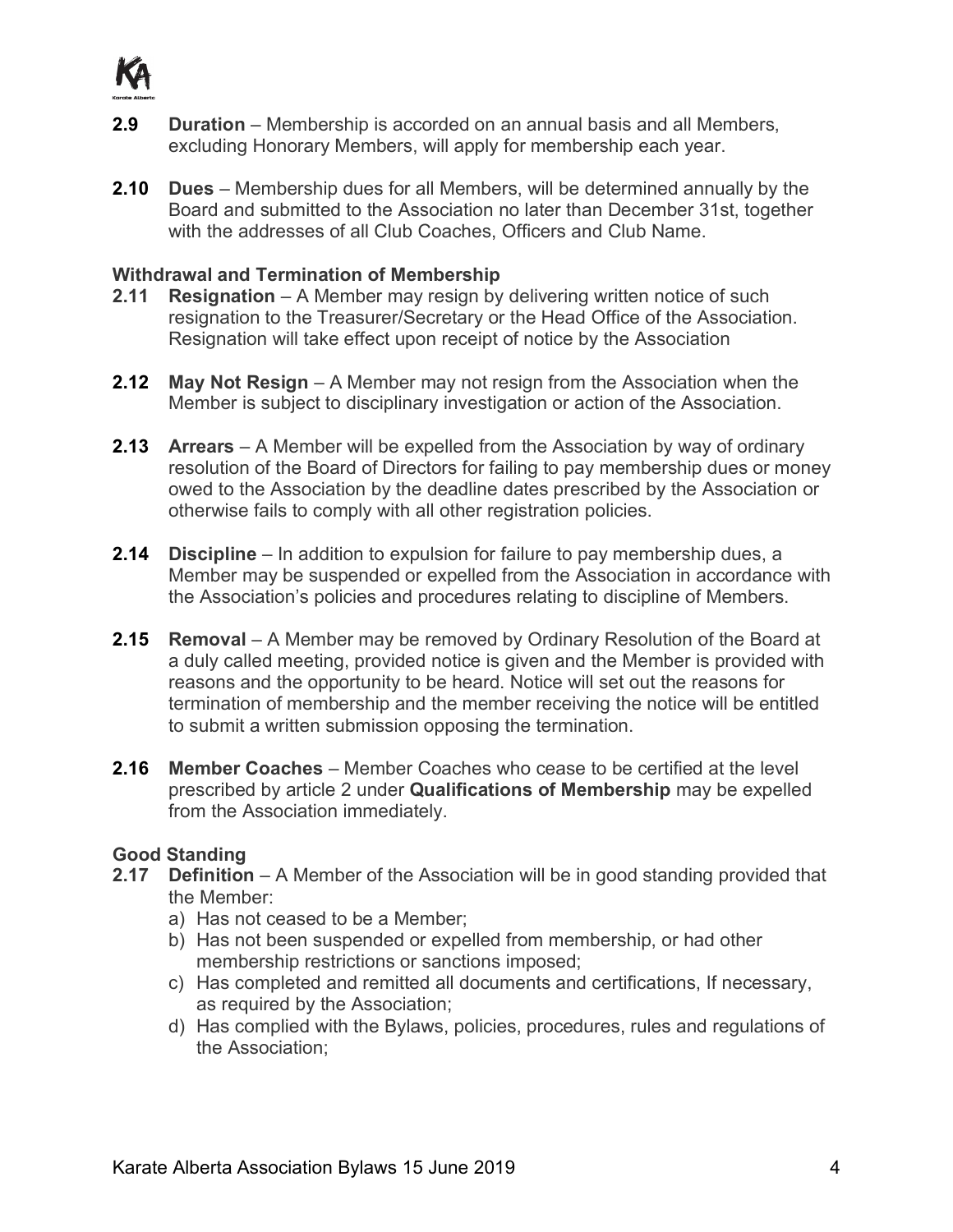**2.9** **Duration** – Membership is accorded on an annual basis and all Members, excluding Honorary Members, will apply for membership each year.

**2.10** **Dues** – Membership dues for all Members, will be determined annually by the Board and submitted to the Association no later than December 31st, together with the addresses of all Club Coaches, Officers and Club Name.

### Withdrawal and Termination of Membership

**2.11** **Resignation** – A Member may resign by delivering written notice of such resignation to the Treasurer/Secretary or the Head Office of the Association. Resignation will take effect upon receipt of notice by the Association

**2.12** **May Not Resign** – A Member may not resign from the Association when the Member is subject to disciplinary investigation or action of the Association.

**2.13** **Arrears** – A Member will be expelled from the Association by way of ordinary resolution of the Board of Directors for failing to pay membership dues or money owed to the Association by the deadline dates prescribed by the Association or otherwise fails to comply with all other registration policies.

**2.14** **Discipline** – In addition to expulsion for failure to pay membership dues, a Member may be suspended or expelled from the Association in accordance with the Association's policies and procedures relating to discipline of Members.

**2.15** **Removal** – A Member may be removed by Ordinary Resolution of the Board at a duly called meeting, provided notice is given and the Member is provided with reasons and the opportunity to be heard. Notice will set out the reasons for termination of membership and the member receiving the notice will be entitled to submit a written submission opposing the termination.

**2.16** **Member Coaches** – Member Coaches who cease to be certified at the level prescribed by article 2 under **Qualifications of Membership** may be expelled from the Association immediately.

### Good Standing

**2.17** **Definition** – A Member of the Association will be in good standing provided that the Member:

a) Has not ceased to be a Member;
b) Has not been suspended or expelled from membership, or had other membership restrictions or sanctions imposed;
c) Has completed and remitted all documents and certifications, If necessary, as required by the Association;
d) Has complied with the Bylaws, policies, procedures, rules and regulations of the Association;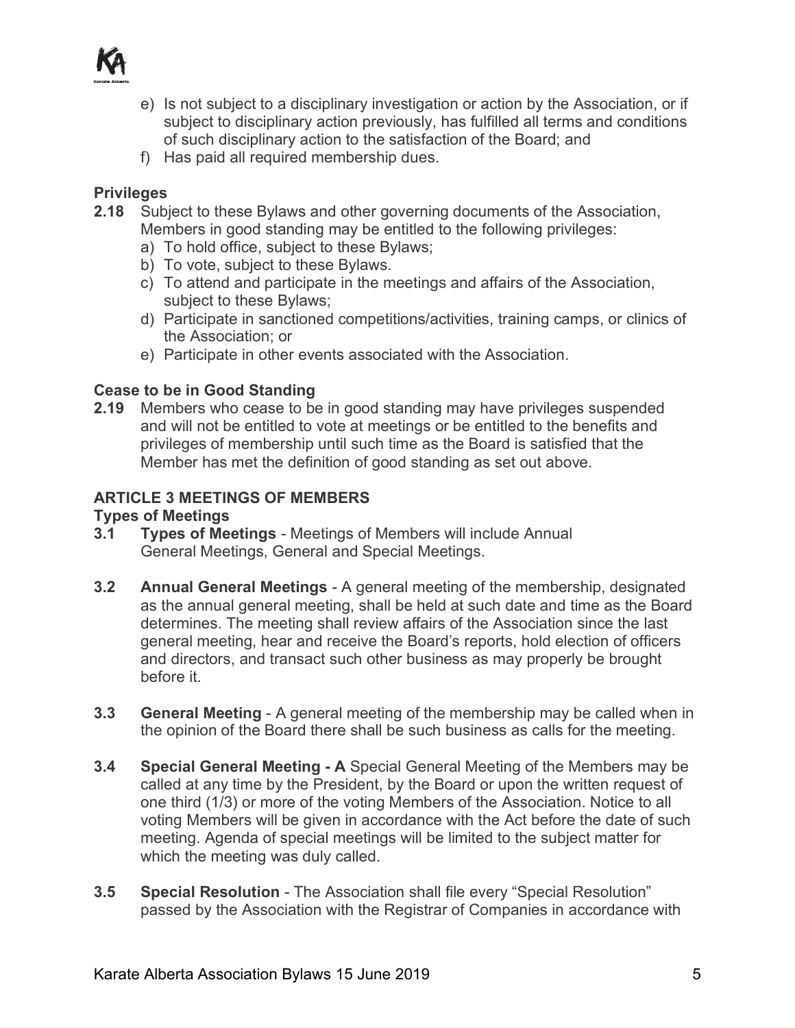e) Is not subject to a disciplinary investigation or action by the Association, or if subject to disciplinary action previously, has fulfilled all terms and conditions of such disciplinary action to the satisfaction of the Board; and

f) Has paid all required membership dues.

**Privileges**

**2.18** Subject to these Bylaws and other governing documents of the Association, Members in good standing may be entitled to the following privileges:

a) To hold office, subject to these Bylaws;

b) To vote, subject to these Bylaws.

c) To attend and participate in the meetings and affairs of the Association, subject to these Bylaws;

d) Participate in sanctioned competitions/activities, training camps, or clinics of the Association; or

e) Participate in other events associated with the Association.

**Cease to be in Good Standing**

**2.19** Members who cease to be in good standing may have privileges suspended and will not be entitled to vote at meetings or be entitled to the benefits and privileges of membership until such time as the Board is satisfied that the Member has met the definition of good standing as set out above.

## ARTICLE 3 MEETINGS OF MEMBERS

**Types of Meetings**

**3.1 Types of Meetings** - Meetings of Members will include Annual General Meetings, General and Special Meetings.

**3.2 Annual General Meetings** - A general meeting of the membership, designated as the annual general meeting, shall be held at such date and time as the Board determines. The meeting shall review affairs of the Association since the last general meeting, hear and receive the Board's reports, hold election of officers and directors, and transact such other business as may properly be brought before it.

**3.3 General Meeting** - A general meeting of the membership may be called when in the opinion of the Board there shall be such business as calls for the meeting.

**3.4 Special General Meeting - A** Special General Meeting of the Members may be called at any time by the President, by the Board or upon the written request of one third (1/3) or more of the voting Members of the Association. Notice to all voting Members will be given in accordance with the Act before the date of such meeting. Agenda of special meetings will be limited to the subject matter for which the meeting was duly called.

**3.5 Special Resolution** - The Association shall file every "Special Resolution" passed by the Association with the Registrar of Companies in accordance with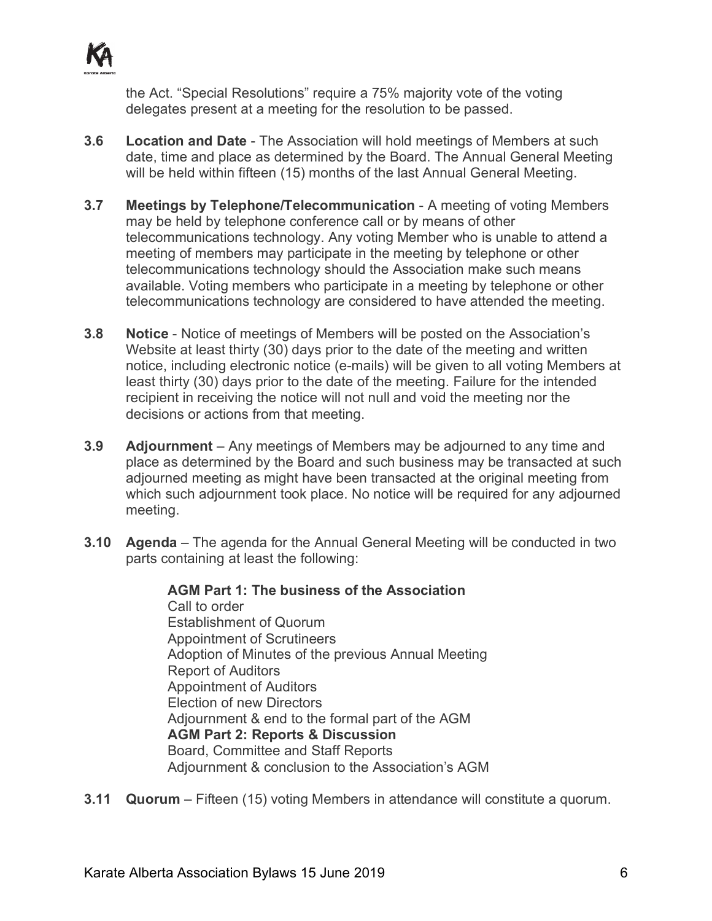the Act. "Special Resolutions" require a 75% majority vote of the voting delegates present at a meeting for the resolution to be passed.

**3.6 Location and Date** - The Association will hold meetings of Members at such date, time and place as determined by the Board. The Annual General Meeting will be held within fifteen (15) months of the last Annual General Meeting.

**3.7 Meetings by Telephone/Telecommunication** - A meeting of voting Members may be held by telephone conference call or by means of other telecommunications technology. Any voting Member who is unable to attend a meeting of members may participate in the meeting by telephone or other telecommunications technology should the Association make such means available. Voting members who participate in a meeting by telephone or other telecommunications technology are considered to have attended the meeting.

**3.8 Notice** - Notice of meetings of Members will be posted on the Association's Website at least thirty (30) days prior to the date of the meeting and written notice, including electronic notice (e-mails) will be given to all voting Members at least thirty (30) days prior to the date of the meeting. Failure for the intended recipient in receiving the notice will not null and void the meeting nor the decisions or actions from that meeting.

**3.9 Adjournment** – Any meetings of Members may be adjourned to any time and place as determined by the Board and such business may be transacted at such adjourned meeting as might have been transacted at the original meeting from which such adjournment took place. No notice will be required for any adjourned meeting.

**3.10 Agenda** – The agenda for the Annual General Meeting will be conducted in two parts containing at least the following:

**AGM Part 1: The business of the Association**
Call to order
Establishment of Quorum
Appointment of Scrutineers
Adoption of Minutes of the previous Annual Meeting
Report of Auditors
Appointment of Auditors
Election of new Directors
Adjournment & end to the formal part of the AGM
**AGM Part 2: Reports & Discussion**
Board, Committee and Staff Reports
Adjournment & conclusion to the Association's AGM

**3.11 Quorum** – Fifteen (15) voting Members in attendance will constitute a quorum.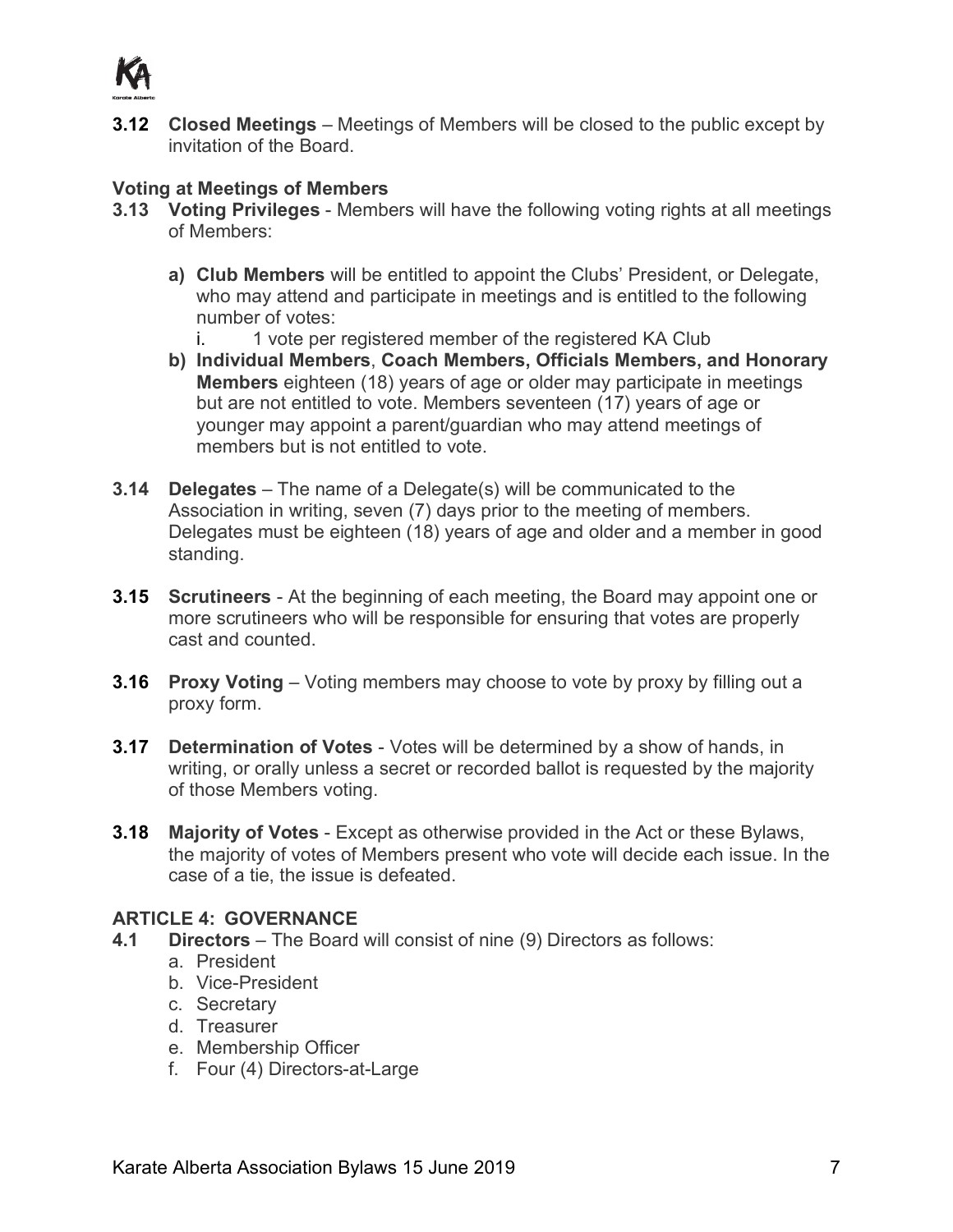**3.12 Closed Meetings** – Meetings of Members will be closed to the public except by invitation of the Board.

**Voting at Meetings of Members**

**3.13 Voting Privileges** - Members will have the following voting rights at all meetings of Members:

**a) Club Members** will be entitled to appoint the Clubs' President, or Delegate, who may attend and participate in meetings and is entitled to the following number of votes:

i. 1 vote per registered member of the registered KA Club

**b) Individual Members**, **Coach Members, Officials Members, and Honorary Members** eighteen (18) years of age or older may participate in meetings but are not entitled to vote. Members seventeen (17) years of age or younger may appoint a parent/guardian who may attend meetings of members but is not entitled to vote.

**3.14 Delegates** – The name of a Delegate(s) will be communicated to the Association in writing, seven (7) days prior to the meeting of members. Delegates must be eighteen (18) years of age and older and a member in good standing.

**3.15 Scrutineers** - At the beginning of each meeting, the Board may appoint one or more scrutineers who will be responsible for ensuring that votes are properly cast and counted.

**3.16 Proxy Voting** – Voting members may choose to vote by proxy by filling out a proxy form.

**3.17 Determination of Votes** - Votes will be determined by a show of hands, in writing, or orally unless a secret or recorded ballot is requested by the majority of those Members voting.

**3.18 Majority of Votes** - Except as otherwise provided in the Act or these Bylaws, the majority of votes of Members present who vote will decide each issue. In the case of a tie, the issue is defeated.

## ARTICLE 4: GOVERNANCE

**4.1 Directors** – The Board will consist of nine (9) Directors as follows:

a. President
b. Vice-President
c. Secretary
d. Treasurer
e. Membership Officer
f. Four (4) Directors-at-Large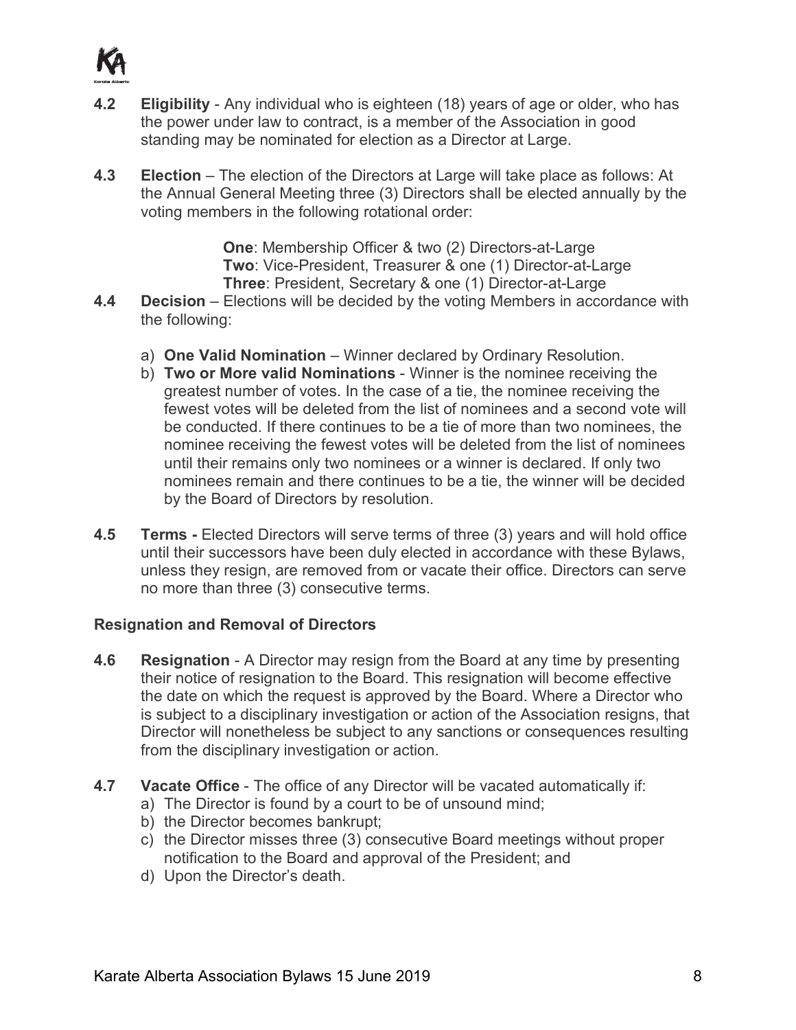**4.2 Eligibility** - Any individual who is eighteen (18) years of age or older, who has the power under law to contract, is a member of the Association in good standing may be nominated for election as a Director at Large.

**4.3 Election** – The election of the Directors at Large will take place as follows: At the Annual General Meeting three (3) Directors shall be elected annually by the voting members in the following rotational order:

> **One**: Membership Officer & two (2) Directors-at-Large
> **Two**: Vice-President, Treasurer & one (1) Director-at-Large
> **Three**: President, Secretary & one (1) Director-at-Large

**4.4 Decision** – Elections will be decided by the voting Members in accordance with the following:

a) **One Valid Nomination** – Winner declared by Ordinary Resolution.
b) **Two or More valid Nominations** - Winner is the nominee receiving the greatest number of votes. In the case of a tie, the nominee receiving the fewest votes will be deleted from the list of nominees and a second vote will be conducted. If there continues to be a tie of more than two nominees, the nominee receiving the fewest votes will be deleted from the list of nominees until their remains only two nominees or a winner is declared. If only two nominees remain and there continues to be a tie, the winner will be decided by the Board of Directors by resolution.

**4.5 Terms -** Elected Directors will serve terms of three (3) years and will hold office until their successors have been duly elected in accordance with these Bylaws, unless they resign, are removed from or vacate their office. Directors can serve no more than three (3) consecutive terms.

### Resignation and Removal of Directors

**4.6 Resignation** - A Director may resign from the Board at any time by presenting their notice of resignation to the Board. This resignation will become effective the date on which the request is approved by the Board. Where a Director who is subject to a disciplinary investigation or action of the Association resigns, that Director will nonetheless be subject to any sanctions or consequences resulting from the disciplinary investigation or action.

**4.7 Vacate Office** - The office of any Director will be vacated automatically if:

a) The Director is found by a court to be of unsound mind;
b) the Director becomes bankrupt;
c) the Director misses three (3) consecutive Board meetings without proper notification to the Board and approval of the President; and
d) Upon the Director's death.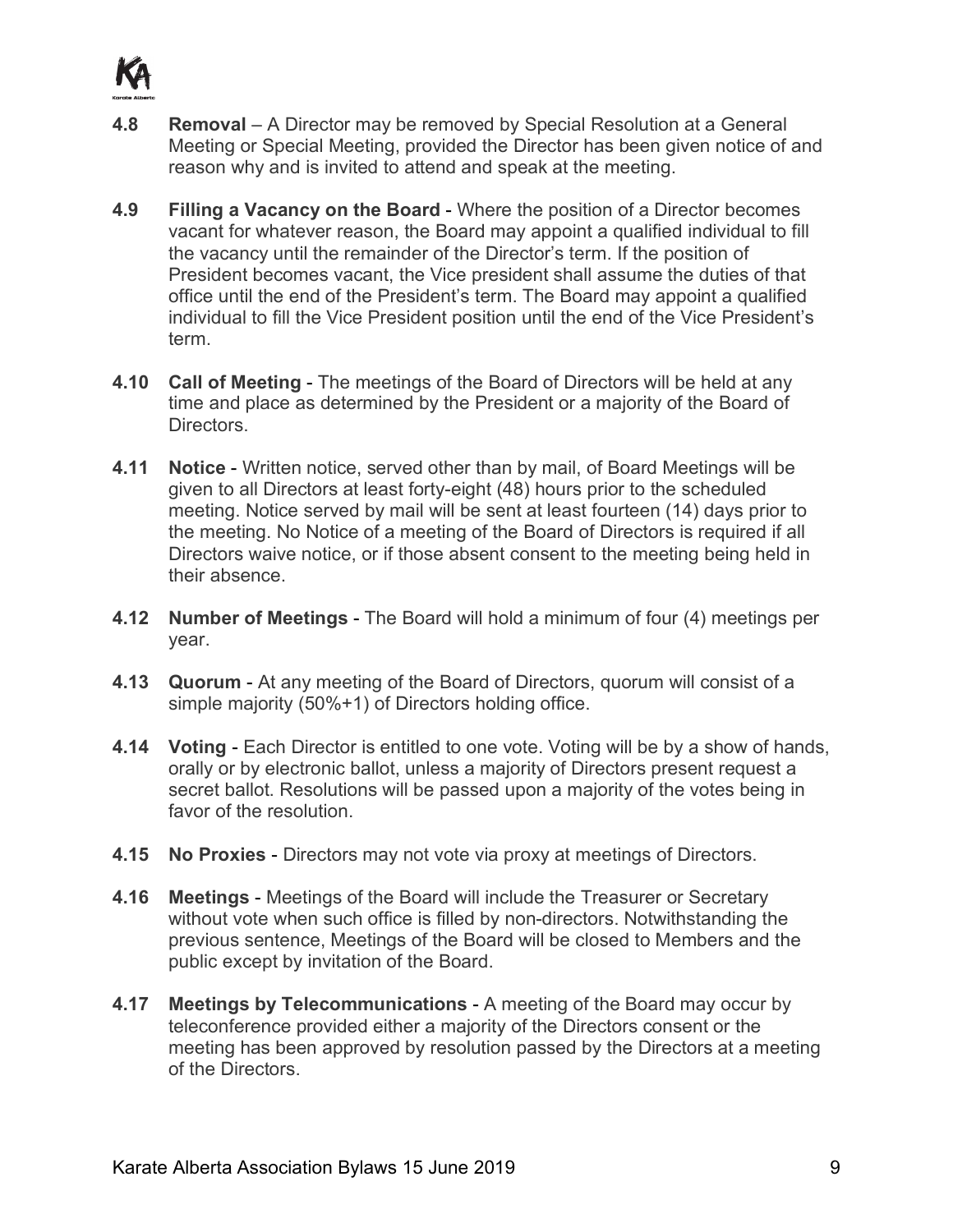**4.8 Removal** – A Director may be removed by Special Resolution at a General Meeting or Special Meeting, provided the Director has been given notice of and reason why and is invited to attend and speak at the meeting.

**4.9 Filling a Vacancy on the Board** - Where the position of a Director becomes vacant for whatever reason, the Board may appoint a qualified individual to fill the vacancy until the remainder of the Director's term. If the position of President becomes vacant, the Vice president shall assume the duties of that office until the end of the President's term. The Board may appoint a qualified individual to fill the Vice President position until the end of the Vice President's term.

**4.10 Call of Meeting** - The meetings of the Board of Directors will be held at any time and place as determined by the President or a majority of the Board of Directors.

**4.11 Notice** - Written notice, served other than by mail, of Board Meetings will be given to all Directors at least forty-eight (48) hours prior to the scheduled meeting. Notice served by mail will be sent at least fourteen (14) days prior to the meeting. No Notice of a meeting of the Board of Directors is required if all Directors waive notice, or if those absent consent to the meeting being held in their absence.

**4.12 Number of Meetings** - The Board will hold a minimum of four (4) meetings per year.

**4.13 Quorum** - At any meeting of the Board of Directors, quorum will consist of a simple majority (50%+1) of Directors holding office.

**4.14 Voting** - Each Director is entitled to one vote. Voting will be by a show of hands, orally or by electronic ballot, unless a majority of Directors present request a secret ballot. Resolutions will be passed upon a majority of the votes being in favor of the resolution.

**4.15 No Proxies** - Directors may not vote via proxy at meetings of Directors.

**4.16 Meetings** - Meetings of the Board will include the Treasurer or Secretary without vote when such office is filled by non-directors. Notwithstanding the previous sentence, Meetings of the Board will be closed to Members and the public except by invitation of the Board.

**4.17 Meetings by Telecommunications** - A meeting of the Board may occur by teleconference provided either a majority of the Directors consent or the meeting has been approved by resolution passed by the Directors at a meeting of the Directors.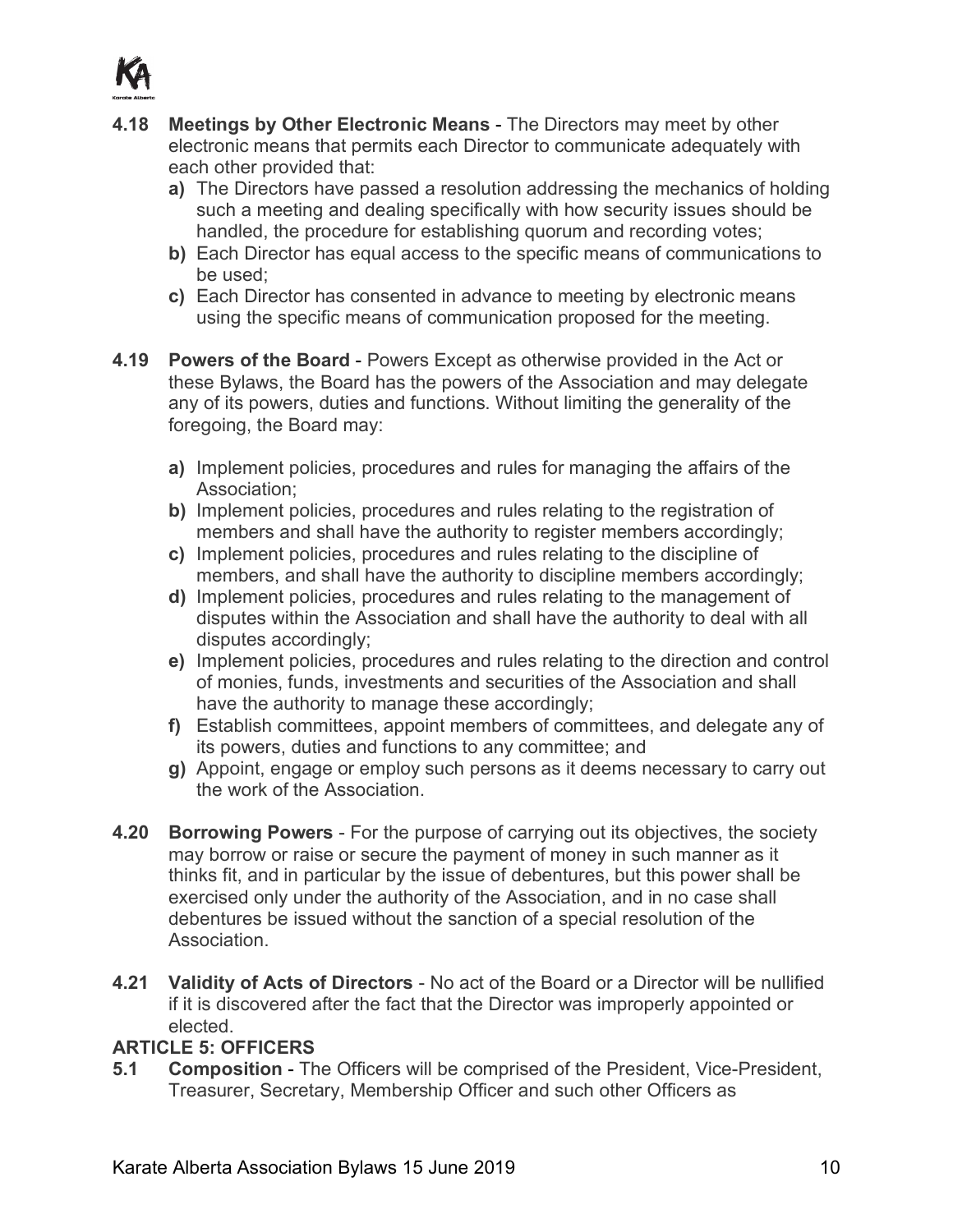**4.18 Meetings by Other Electronic Means** - The Directors may meet by other electronic means that permits each Director to communicate adequately with each other provided that:

- **a)** The Directors have passed a resolution addressing the mechanics of holding such a meeting and dealing specifically with how security issues should be handled, the procedure for establishing quorum and recording votes;
- **b)** Each Director has equal access to the specific means of communications to be used;
- **c)** Each Director has consented in advance to meeting by electronic means using the specific means of communication proposed for the meeting.

**4.19 Powers of the Board** - Powers Except as otherwise provided in the Act or these Bylaws, the Board has the powers of the Association and may delegate any of its powers, duties and functions. Without limiting the generality of the foregoing, the Board may:

- **a)** Implement policies, procedures and rules for managing the affairs of the Association;
- **b)** Implement policies, procedures and rules relating to the registration of members and shall have the authority to register members accordingly;
- **c)** Implement policies, procedures and rules relating to the discipline of members, and shall have the authority to discipline members accordingly;
- **d)** Implement policies, procedures and rules relating to the management of disputes within the Association and shall have the authority to deal with all disputes accordingly;
- **e)** Implement policies, procedures and rules relating to the direction and control of monies, funds, investments and securities of the Association and shall have the authority to manage these accordingly;
- **f)** Establish committees, appoint members of committees, and delegate any of its powers, duties and functions to any committee; and
- **g)** Appoint, engage or employ such persons as it deems necessary to carry out the work of the Association.

**4.20 Borrowing Powers** - For the purpose of carrying out its objectives, the society may borrow or raise or secure the payment of money in such manner as it thinks fit, and in particular by the issue of debentures, but this power shall be exercised only under the authority of the Association, and in no case shall debentures be issued without the sanction of a special resolution of the Association.

**4.21 Validity of Acts of Directors** - No act of the Board or a Director will be nullified if it is discovered after the fact that the Director was improperly appointed or elected.

## ARTICLE 5: OFFICERS

**5.1 Composition** - The Officers will be comprised of the President, Vice-President, Treasurer, Secretary, Membership Officer and such other Officers as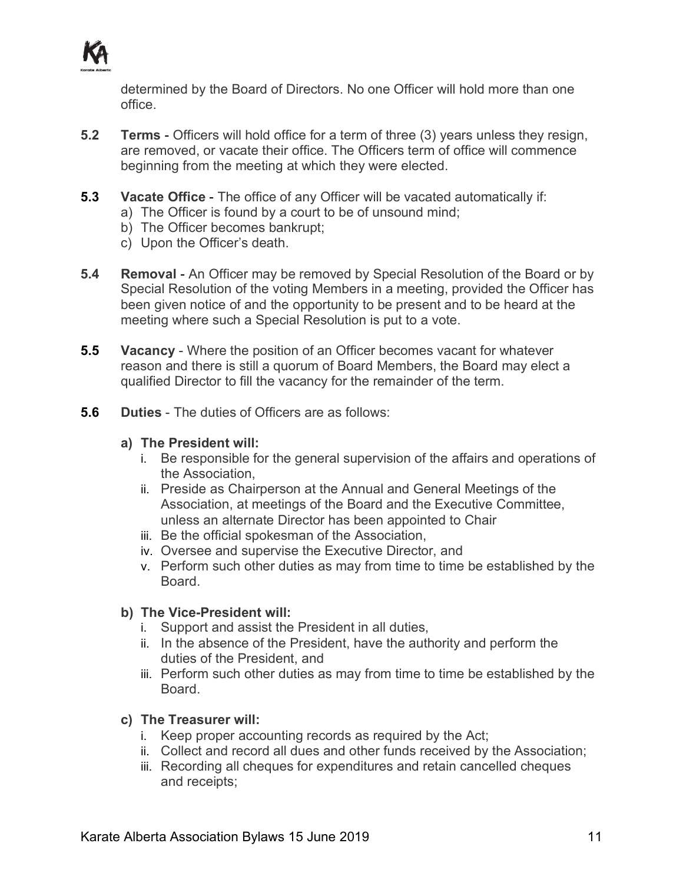determined by the Board of Directors. No one Officer will hold more than one office.

**5.2 Terms** - Officers will hold office for a term of three (3) years unless they resign, are removed, or vacate their office. The Officers term of office will commence beginning from the meeting at which they were elected.

**5.3 Vacate Office** - The office of any Officer will be vacated automatically if:

a) The Officer is found by a court to be of unsound mind;
b) The Officer becomes bankrupt;
c) Upon the Officer's death.

**5.4 Removal** - An Officer may be removed by Special Resolution of the Board or by Special Resolution of the voting Members in a meeting, provided the Officer has been given notice of and the opportunity to be present and to be heard at the meeting where such a Special Resolution is put to a vote.

**5.5 Vacancy** - Where the position of an Officer becomes vacant for whatever reason and there is still a quorum of Board Members, the Board may elect a qualified Director to fill the vacancy for the remainder of the term.

**5.6 Duties** - The duties of Officers are as follows:

**a) The President will:**

i. Be responsible for the general supervision of the affairs and operations of the Association,
ii. Preside as Chairperson at the Annual and General Meetings of the Association, at meetings of the Board and the Executive Committee, unless an alternate Director has been appointed to Chair
iii. Be the official spokesman of the Association,
iv. Oversee and supervise the Executive Director, and
v. Perform such other duties as may from time to time be established by the Board.

**b) The Vice-President will:**

i. Support and assist the President in all duties,
ii. In the absence of the President, have the authority and perform the duties of the President, and
iii. Perform such other duties as may from time to time be established by the Board.

**c) The Treasurer will:**

i. Keep proper accounting records as required by the Act;
ii. Collect and record all dues and other funds received by the Association;
iii. Recording all cheques for expenditures and retain cancelled cheques and receipts;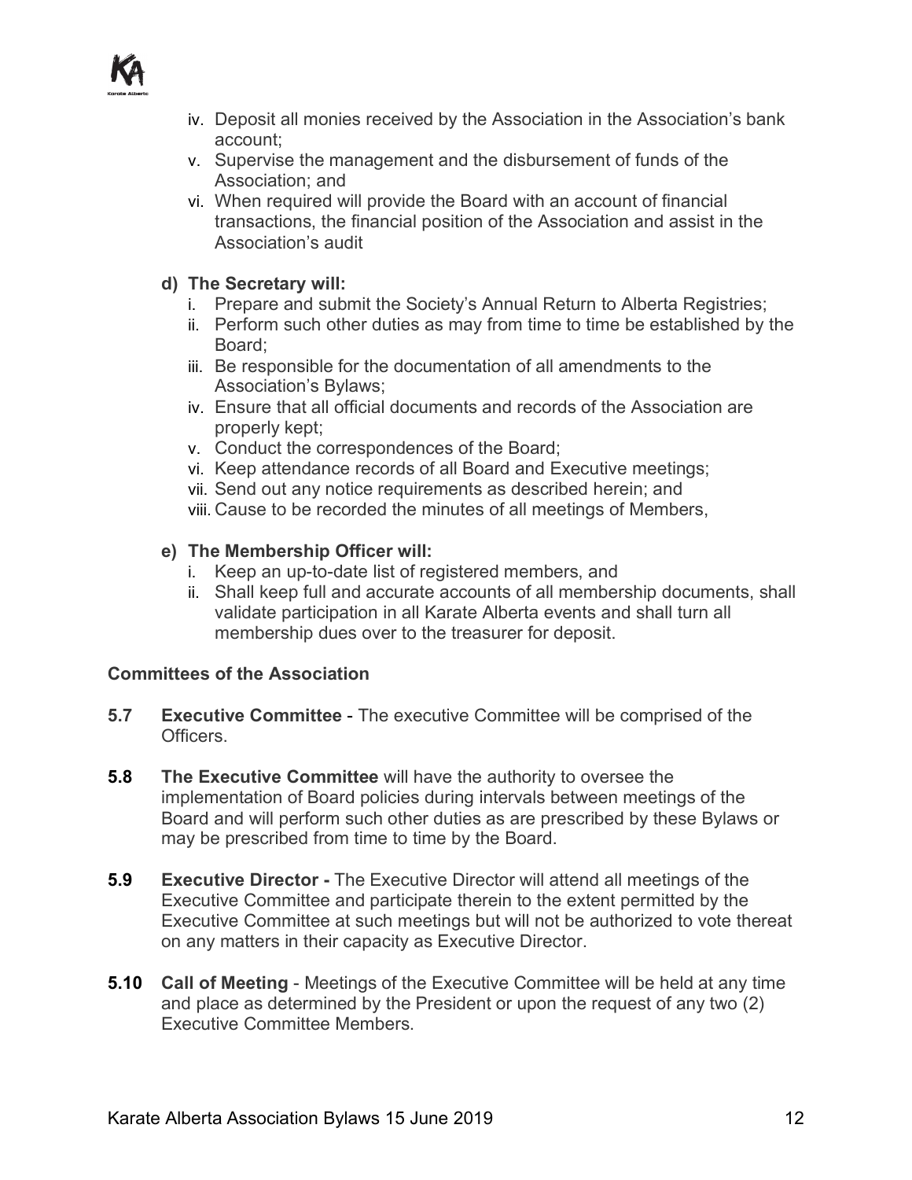iv. Deposit all monies received by the Association in the Association's bank account;
v. Supervise the management and the disbursement of funds of the Association; and
vi. When required will provide the Board with an account of financial transactions, the financial position of the Association and assist in the Association's audit

**d) The Secretary will:**

i. Prepare and submit the Society's Annual Return to Alberta Registries;
ii. Perform such other duties as may from time to time be established by the Board;
iii. Be responsible for the documentation of all amendments to the Association's Bylaws;
iv. Ensure that all official documents and records of the Association are properly kept;
v. Conduct the correspondences of the Board;
vi. Keep attendance records of all Board and Executive meetings;
vii. Send out any notice requirements as described herein; and
viii. Cause to be recorded the minutes of all meetings of Members,

**e) The Membership Officer will:**

i. Keep an up-to-date list of registered members, and
ii. Shall keep full and accurate accounts of all membership documents, shall validate participation in all Karate Alberta events and shall turn all membership dues over to the treasurer for deposit.

**Committees of the Association**

**5.7** **Executive Committee** - The executive Committee will be comprised of the Officers.

**5.8** **The Executive Committee** will have the authority to oversee the implementation of Board policies during intervals between meetings of the Board and will perform such other duties as are prescribed by these Bylaws or may be prescribed from time to time by the Board.

**5.9** **Executive Director -** The Executive Director will attend all meetings of the Executive Committee and participate therein to the extent permitted by the Executive Committee at such meetings but will not be authorized to vote thereat on any matters in their capacity as Executive Director.

**5.10** **Call of Meeting** - Meetings of the Executive Committee will be held at any time and place as determined by the President or upon the request of any two (2) Executive Committee Members.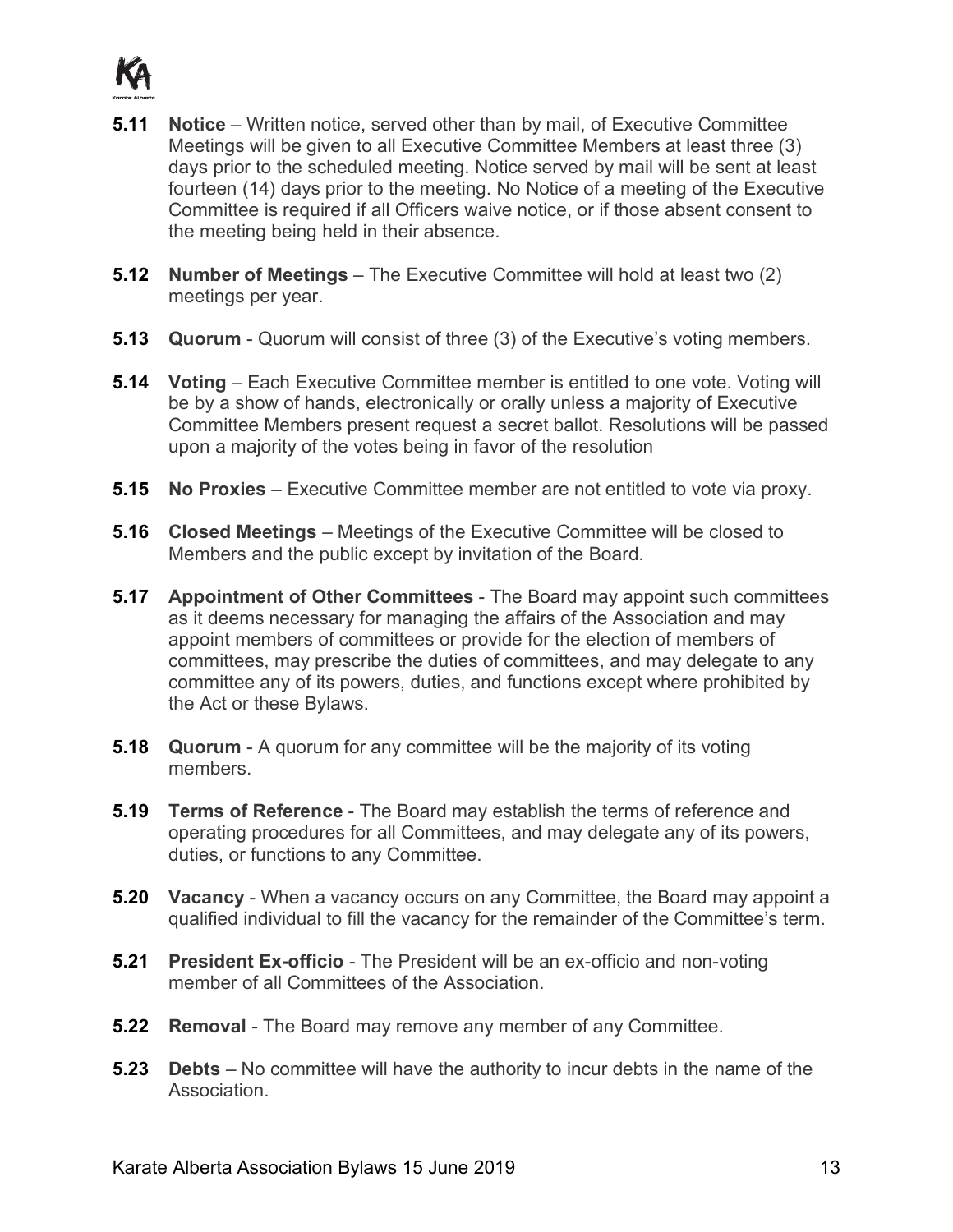**5.11 Notice** – Written notice, served other than by mail, of Executive Committee Meetings will be given to all Executive Committee Members at least three (3) days prior to the scheduled meeting. Notice served by mail will be sent at least fourteen (14) days prior to the meeting. No Notice of a meeting of the Executive Committee is required if all Officers waive notice, or if those absent consent to the meeting being held in their absence.

**5.12 Number of Meetings** – The Executive Committee will hold at least two (2) meetings per year.

**5.13 Quorum** - Quorum will consist of three (3) of the Executive's voting members.

**5.14 Voting** – Each Executive Committee member is entitled to one vote. Voting will be by a show of hands, electronically or orally unless a majority of Executive Committee Members present request a secret ballot. Resolutions will be passed upon a majority of the votes being in favor of the resolution

**5.15 No Proxies** – Executive Committee member are not entitled to vote via proxy.

**5.16 Closed Meetings** – Meetings of the Executive Committee will be closed to Members and the public except by invitation of the Board.

**5.17 Appointment of Other Committees** - The Board may appoint such committees as it deems necessary for managing the affairs of the Association and may appoint members of committees or provide for the election of members of committees, may prescribe the duties of committees, and may delegate to any committee any of its powers, duties, and functions except where prohibited by the Act or these Bylaws.

**5.18 Quorum** - A quorum for any committee will be the majority of its voting members.

**5.19 Terms of Reference** - The Board may establish the terms of reference and operating procedures for all Committees, and may delegate any of its powers, duties, or functions to any Committee.

**5.20 Vacancy** - When a vacancy occurs on any Committee, the Board may appoint a qualified individual to fill the vacancy for the remainder of the Committee's term.

**5.21 President Ex-officio** - The President will be an ex-officio and non-voting member of all Committees of the Association.

**5.22 Removal** - The Board may remove any member of any Committee.

**5.23 Debts** – No committee will have the authority to incur debts in the name of the Association.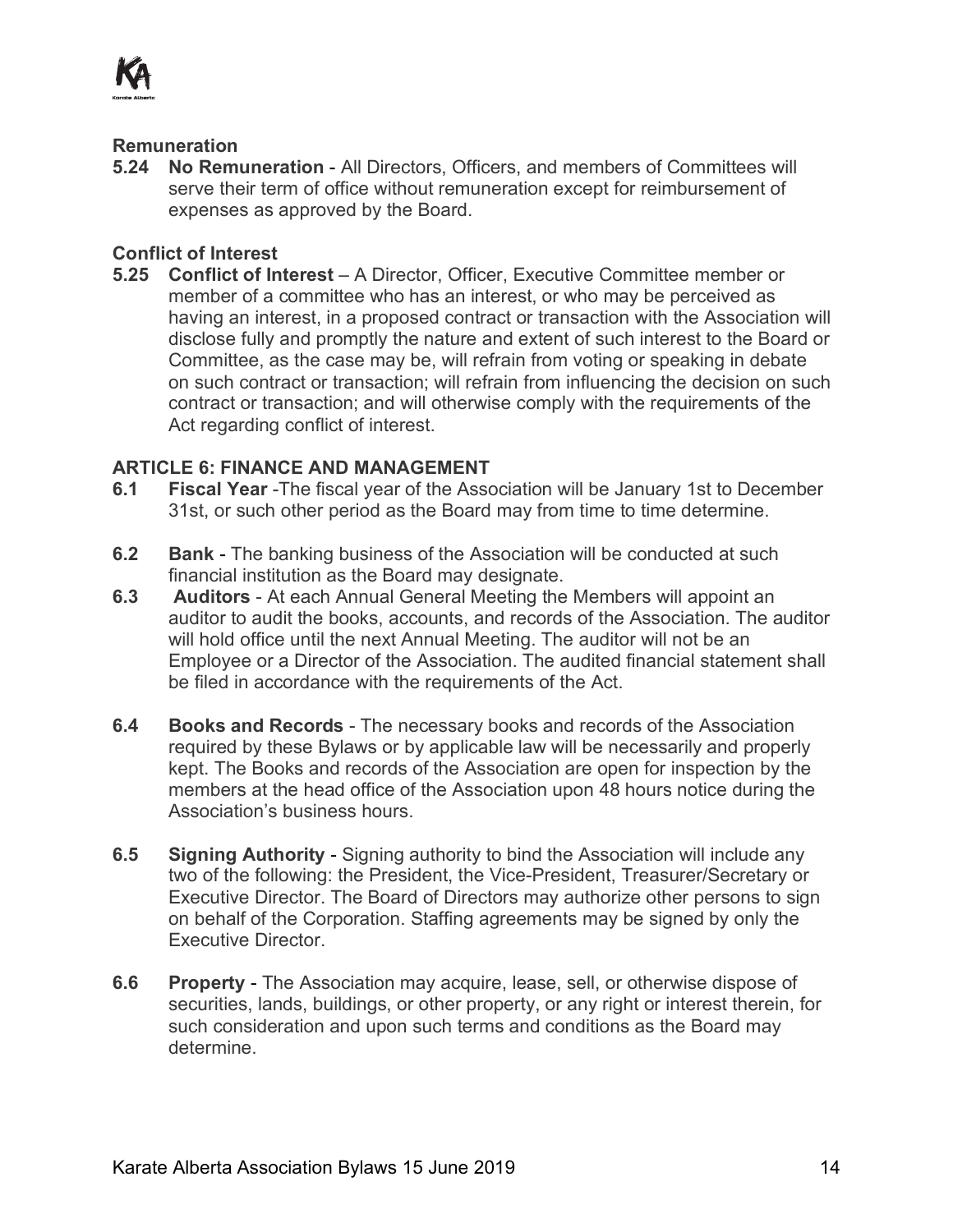### Remuneration

**5.24 No Remuneration** - All Directors, Officers, and members of Committees will serve their term of office without remuneration except for reimbursement of expenses as approved by the Board.

### Conflict of Interest

**5.25 Conflict of Interest** – A Director, Officer, Executive Committee member or member of a committee who has an interest, or who may be perceived as having an interest, in a proposed contract or transaction with the Association will disclose fully and promptly the nature and extent of such interest to the Board or Committee, as the case may be, will refrain from voting or speaking in debate on such contract or transaction; will refrain from influencing the decision on such contract or transaction; and will otherwise comply with the requirements of the Act regarding conflict of interest.

## ARTICLE 6: FINANCE AND MANAGEMENT

**6.1 Fiscal Year** -The fiscal year of the Association will be January 1st to December 31st, or such other period as the Board may from time to time determine.

**6.2 Bank** - The banking business of the Association will be conducted at such financial institution as the Board may designate.

**6.3 Auditors** - At each Annual General Meeting the Members will appoint an auditor to audit the books, accounts, and records of the Association. The auditor will hold office until the next Annual Meeting. The auditor will not be an Employee or a Director of the Association. The audited financial statement shall be filed in accordance with the requirements of the Act.

**6.4 Books and Records** - The necessary books and records of the Association required by these Bylaws or by applicable law will be necessarily and properly kept. The Books and records of the Association are open for inspection by the members at the head office of the Association upon 48 hours notice during the Association's business hours.

**6.5 Signing Authority** - Signing authority to bind the Association will include any two of the following: the President, the Vice-President, Treasurer/Secretary or Executive Director. The Board of Directors may authorize other persons to sign on behalf of the Corporation. Staffing agreements may be signed by only the Executive Director.

**6.6 Property** - The Association may acquire, lease, sell, or otherwise dispose of securities, lands, buildings, or other property, or any right or interest therein, for such consideration and upon such terms and conditions as the Board may determine.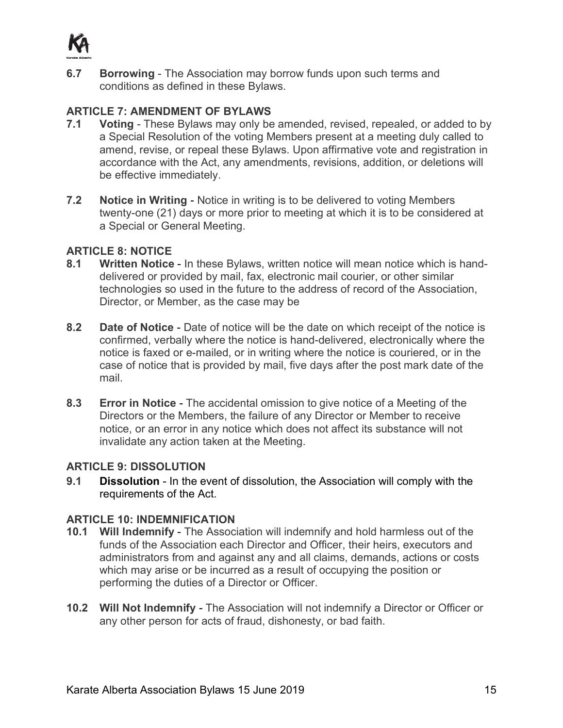**6.7 Borrowing** - The Association may borrow funds upon such terms and conditions as defined in these Bylaws.

## ARTICLE 7: AMENDMENT OF BYLAWS

**7.1 Voting** - These Bylaws may only be amended, revised, repealed, or added to by a Special Resolution of the voting Members present at a meeting duly called to amend, revise, or repeal these Bylaws. Upon affirmative vote and registration in accordance with the Act, any amendments, revisions, addition, or deletions will be effective immediately.

**7.2 Notice in Writing** - Notice in writing is to be delivered to voting Members twenty-one (21) days or more prior to meeting at which it is to be considered at a Special or General Meeting.

## ARTICLE 8: NOTICE

**8.1 Written Notice** - In these Bylaws, written notice will mean notice which is hand-delivered or provided by mail, fax, electronic mail courier, or other similar technologies so used in the future to the address of record of the Association, Director, or Member, as the case may be

**8.2 Date of Notice** - Date of notice will be the date on which receipt of the notice is confirmed, verbally where the notice is hand-delivered, electronically where the notice is faxed or e-mailed, or in writing where the notice is couriered, or in the case of notice that is provided by mail, five days after the post mark date of the mail.

**8.3 Error in Notice** - The accidental omission to give notice of a Meeting of the Directors or the Members, the failure of any Director or Member to receive notice, or an error in any notice which does not affect its substance will not invalidate any action taken at the Meeting.

## ARTICLE 9: DISSOLUTION

**9.1 Dissolution** - In the event of dissolution, the Association will comply with the requirements of the Act.

## ARTICLE 10: INDEMNIFICATION

**10.1 Will Indemnify** - The Association will indemnify and hold harmless out of the funds of the Association each Director and Officer, their heirs, executors and administrators from and against any and all claims, demands, actions or costs which may arise or be incurred as a result of occupying the position or performing the duties of a Director or Officer.

**10.2 Will Not Indemnify** - The Association will not indemnify a Director or Officer or any other person for acts of fraud, dishonesty, or bad faith.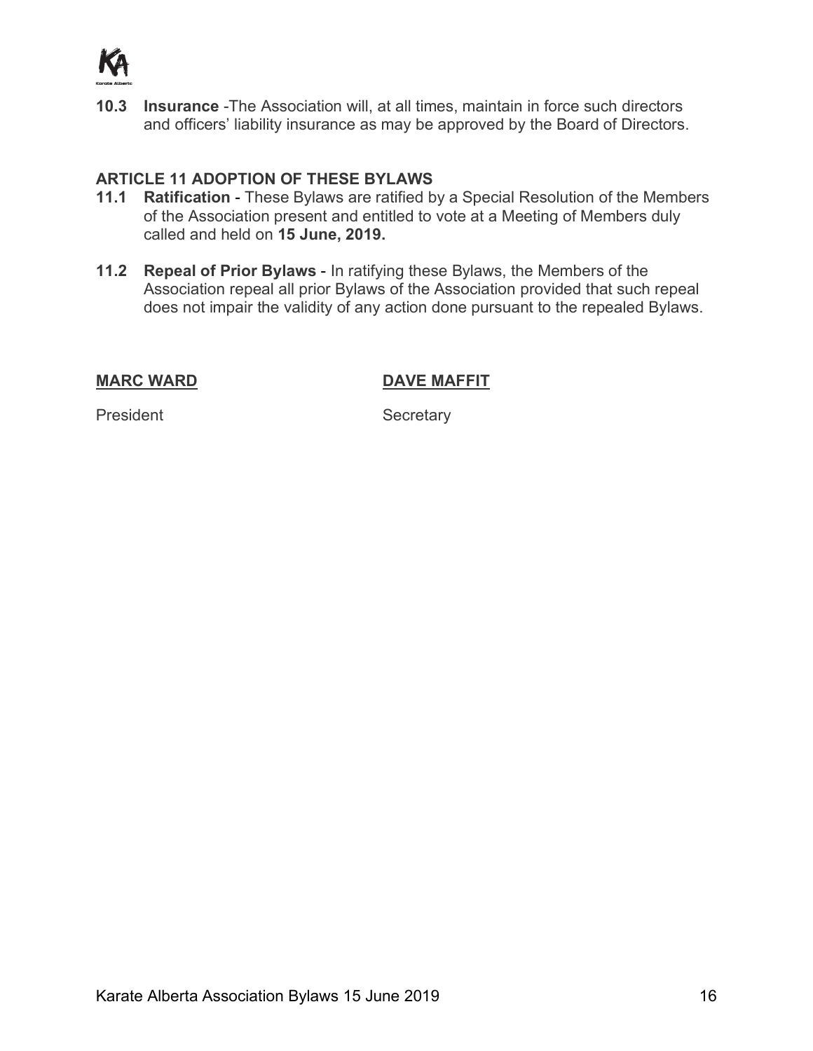**10.3 Insurance** -The Association will, at all times, maintain in force such directors and officers' liability insurance as may be approved by the Board of Directors.

## ARTICLE 11 ADOPTION OF THESE BYLAWS

**11.1 Ratification** - These Bylaws are ratified by a Special Resolution of the Members of the Association present and entitled to vote at a Meeting of Members duly called and held on **15 June, 2019.**

**11.2 Repeal of Prior Bylaws** - In ratifying these Bylaws, the Members of the Association repeal all prior Bylaws of the Association provided that such repeal does not impair the validity of any action done pursuant to the repealed Bylaws.

**MARC WARD**
President

**DAVE MAFFIT**
Secretary